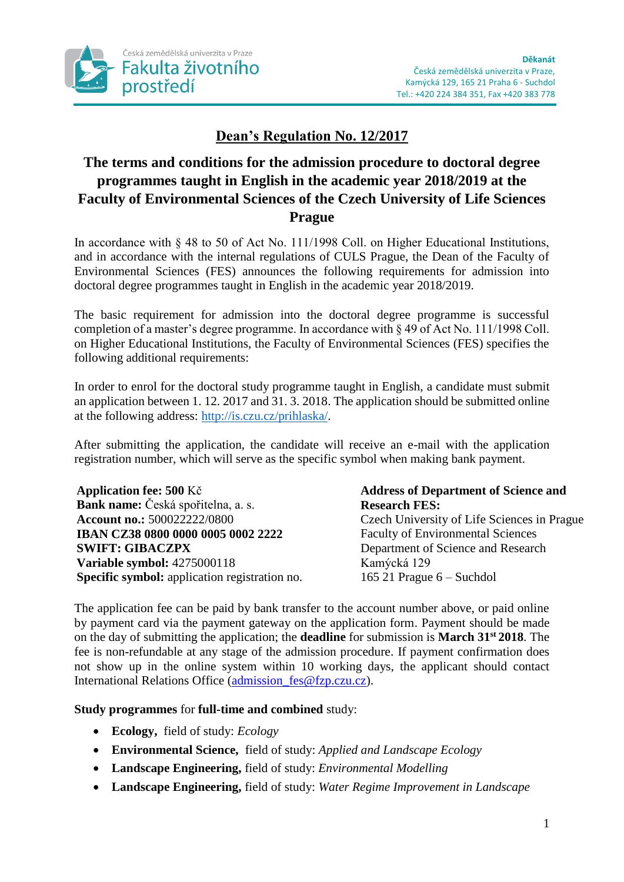Česká zemědělská univerzita v Praze
Fakulta životního prostředí

**Děkanát**
Česká zemědělská univerzita v Praze,
Kamýcká 129, 165 21 Praha 6 - Suchdol
Tel.: +420 224 384 351, Fax +420 383 778

# Dean's Regulation No. 12/2017

## The terms and conditions for the admission procedure to doctoral degree programmes taught in English in the academic year 2018/2019 at the Faculty of Environmental Sciences of the Czech University of Life Sciences Prague

In accordance with § 48 to 50 of Act No. 111/1998 Coll. on Higher Educational Institutions, and in accordance with the internal regulations of CULS Prague, the Dean of the Faculty of Environmental Sciences (FES) announces the following requirements for admission into doctoral degree programmes taught in English in the academic year 2018/2019.

The basic requirement for admission into the doctoral degree programme is successful completion of a master's degree programme. In accordance with § 49 of Act No. 111/1998 Coll. on Higher Educational Institutions, the Faculty of Environmental Sciences (FES) specifies the following additional requirements:

In order to enrol for the doctoral study programme taught in English, a candidate must submit an application between 1. 12. 2017 and 31. 3. 2018. The application should be submitted online at the following address: http://is.czu.cz/prihlaska/.

After submitting the application, the candidate will receive an e-mail with the application registration number, which will serve as the specific symbol when making bank payment.

**Application fee: 500** Kč
**Bank name:** Česká spořitelna, a. s.
**Account no.:** 500022222/0800
**IBAN CZ38 0800 0000 0005 0002 2222**
**SWIFT: GIBACZPX**
**Variable symbol:** 4275000118
**Specific symbol:** application registration no.

**Address of Department of Science and Research FES:**
Czech University of Life Sciences in Prague
Faculty of Environmental Sciences
Department of Science and Research
Kamýcká 129
165 21 Prague 6 – Suchdol

The application fee can be paid by bank transfer to the account number above, or paid online by payment card via the payment gateway on the application form. Payment should be made on the day of submitting the application; the **deadline** for submission is **March 31st 2018**. The fee is non-refundable at any stage of the admission procedure. If payment confirmation does not show up in the online system within 10 working days, the applicant should contact International Relations Office (admission_fes@fzp.czu.cz).

**Study programmes** for **full-time and combined** study:

- **Ecology,** field of study: *Ecology*
- **Environmental Science,** field of study: *Applied and Landscape Ecology*
- **Landscape Engineering,** field of study: *Environmental Modelling*
- **Landscape Engineering,** field of study: *Water Regime Improvement in Landscape*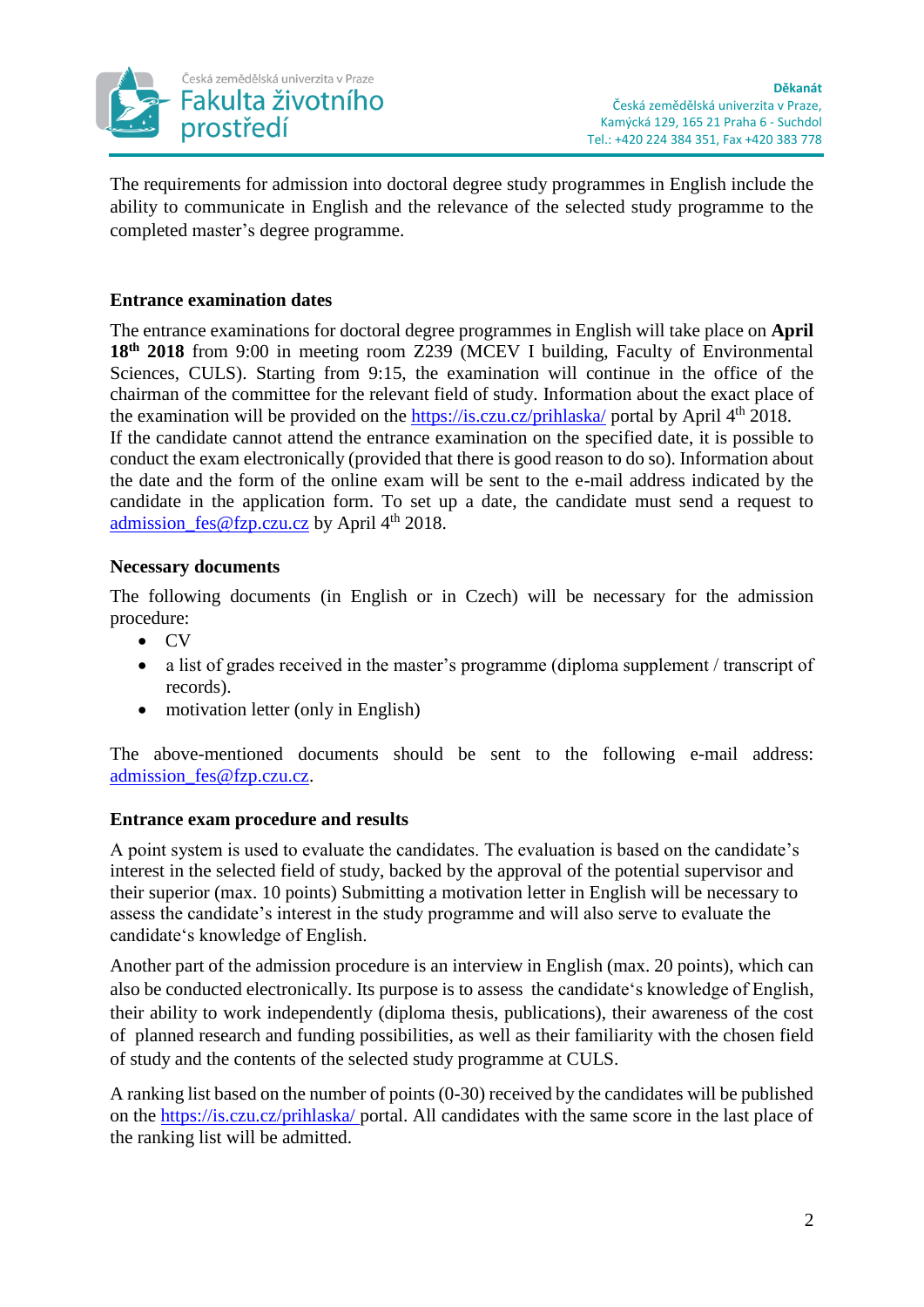The requirements for admission into doctoral degree study programmes in English include the ability to communicate in English and the relevance of the selected study programme to the completed master's degree programme.

### Entrance examination dates

The entrance examinations for doctoral degree programmes in English will take place on **April 18th 2018** from 9:00 in meeting room Z239 (MCEV I building, Faculty of Environmental Sciences, CULS). Starting from 9:15, the examination will continue in the office of the chairman of the committee for the relevant field of study. Information about the exact place of the examination will be provided on the https://is.czu.cz/prihlaska/ portal by April 4th 2018.
If the candidate cannot attend the entrance examination on the specified date, it is possible to conduct the exam electronically (provided that there is good reason to do so). Information about the date and the form of the online exam will be sent to the e-mail address indicated by the candidate in the application form. To set up a date, the candidate must send a request to admission_fes@fzp.czu.cz by April 4th 2018.

### Necessary documents

The following documents (in English or in Czech) will be necessary for the admission procedure:

- CV
- a list of grades received in the master's programme (diploma supplement / transcript of records).
- motivation letter (only in English)

The above-mentioned documents should be sent to the following e-mail address: admission_fes@fzp.czu.cz.

### Entrance exam procedure and results

A point system is used to evaluate the candidates. The evaluation is based on the candidate's interest in the selected field of study, backed by the approval of the potential supervisor and their superior (max. 10 points) Submitting a motivation letter in English will be necessary to assess the candidate's interest in the study programme and will also serve to evaluate the candidate's knowledge of English.

Another part of the admission procedure is an interview in English (max. 20 points), which can also be conducted electronically. Its purpose is to assess the candidate's knowledge of English, their ability to work independently (diploma thesis, publications), their awareness of the cost of planned research and funding possibilities, as well as their familiarity with the chosen field of study and the contents of the selected study programme at CULS.

A ranking list based on the number of points (0-30) received by the candidates will be published on the https://is.czu.cz/prihlaska/ portal. All candidates with the same score in the last place of the ranking list will be admitted.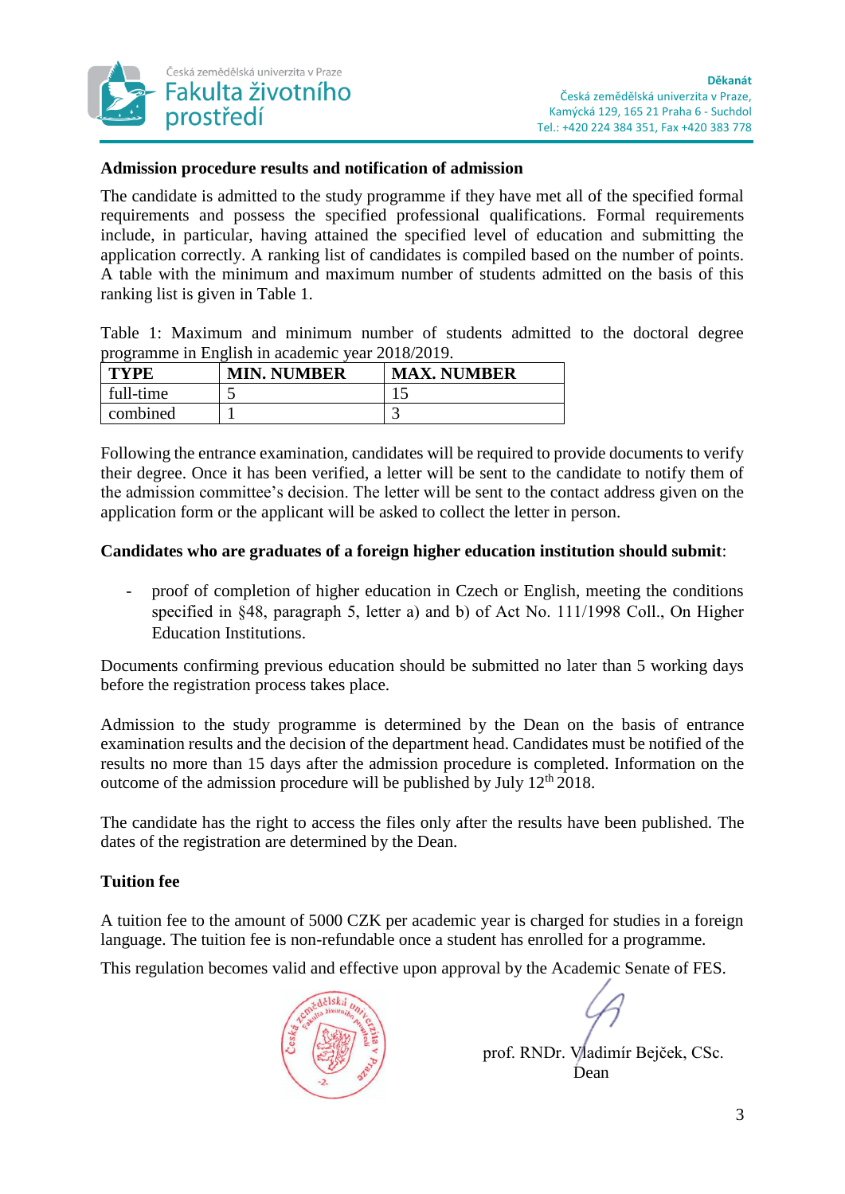**Admission procedure results and notification of admission**

The candidate is admitted to the study programme if they have met all of the specified formal requirements and possess the specified professional qualifications. Formal requirements include, in particular, having attained the specified level of education and submitting the application correctly. A ranking list of candidates is compiled based on the number of points. A table with the minimum and maximum number of students admitted on the basis of this ranking list is given in Table 1.

Table 1: Maximum and minimum number of students admitted to the doctoral degree programme in English in academic year 2018/2019.

| TYPE | MIN. NUMBER | MAX. NUMBER |
|---|---|---|
| full-time | 5 | 15 |
| combined | 1 | 3 |

Following the entrance examination, candidates will be required to provide documents to verify their degree. Once it has been verified, a letter will be sent to the candidate to notify them of the admission committee's decision. The letter will be sent to the contact address given on the application form or the applicant will be asked to collect the letter in person.

**Candidates who are graduates of a foreign higher education institution should submit**:

- proof of completion of higher education in Czech or English, meeting the conditions specified in §48, paragraph 5, letter a) and b) of Act No. 111/1998 Coll., On Higher Education Institutions.

Documents confirming previous education should be submitted no later than 5 working days before the registration process takes place.

Admission to the study programme is determined by the Dean on the basis of entrance examination results and the decision of the department head. Candidates must be notified of the results no more than 15 days after the admission procedure is completed. Information on the outcome of the admission procedure will be published by July 12th 2018.

The candidate has the right to access the files only after the results have been published. The dates of the registration are determined by the Dean.

**Tuition fee**

A tuition fee to the amount of 5000 CZK per academic year is charged for studies in a foreign language. The tuition fee is non-refundable once a student has enrolled for a programme.

This regulation becomes valid and effective upon approval by the Academic Senate of FES.

prof. RNDr. Vladimír Bejček, CSc.
Dean